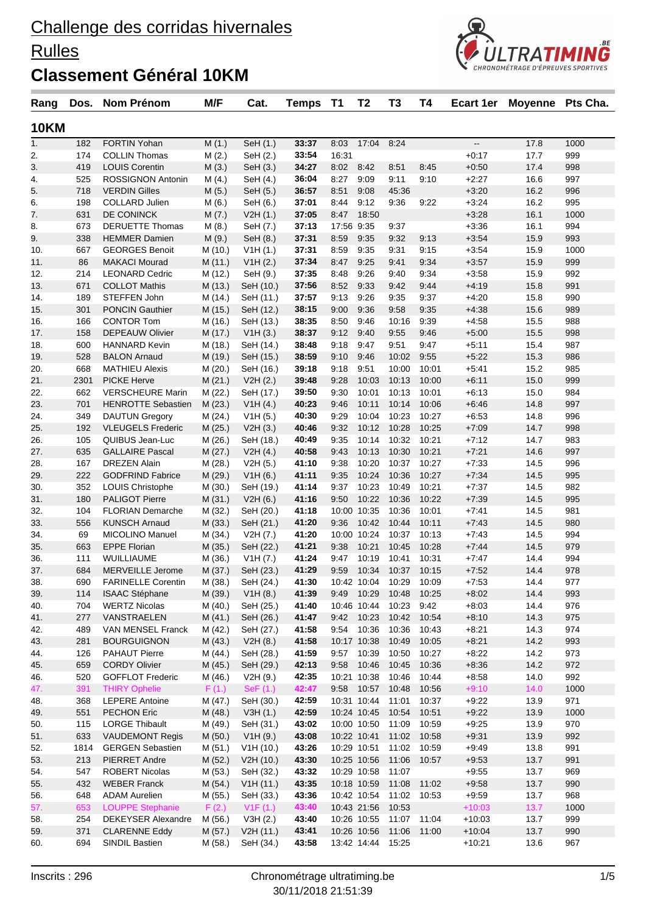# Challenge des corridas hivernales

## Rulles

## Classement Général 10KM

| Rang | Dos. | Nom Prénom | M/F | Cat. | Temps | T1 | T2 | T3 | T4 | Ecart 1er | Moyenne | Pts Cha. |
|---|---|---|---|---|---|---|---|---|---|---|---|---|
| **10KM** | | | | | | | | | | | | |
| 1. | 182 | FORTIN Yohan | M (1.) | SeH (1.) | **33:37** | 8:03 | 17:04 | 8:24 | | -- | 17.8 | 1000 |
| 2. | 174 | COLLIN Thomas | M (2.) | SeH (2.) | **33:54** | 16:31 | | | | +0:17 | 17.7 | 999 |
| 3. | 419 | LOUIS Corentin | M (3.) | SeH (3.) | **34:27** | 8:02 | 8:42 | 8:51 | 8:45 | +0:50 | 17.4 | 998 |
| 4. | 525 | ROSSIGNON Antonin | M (4.) | SeH (4.) | **36:04** | 8:27 | 9:09 | 9:11 | 9:10 | +2:27 | 16.6 | 997 |
| 5. | 718 | VERDIN Gilles | M (5.) | SeH (5.) | **36:57** | 8:51 | 9:08 | 45:36 | | +3:20 | 16.2 | 996 |
| 6. | 198 | COLLARD Julien | M (6.) | SeH (6.) | **37:01** | 8:44 | 9:12 | 9:36 | 9:22 | +3:24 | 16.2 | 995 |
| 7. | 631 | DE CONINCK | M (7.) | V2H (1.) | **37:05** | 8:47 | 18:50 | | | +3:28 | 16.1 | 1000 |
| 8. | 673 | DERUETTE Thomas | M (8.) | SeH (7.) | **37:13** | 17:56 | 9:35 | 9:37 | | +3:36 | 16.1 | 994 |
| 9. | 338 | HEMMER Damien | M (9.) | SeH (8.) | **37:31** | 8:59 | 9:35 | 9:32 | 9:13 | +3:54 | 15.9 | 993 |
| 10. | 667 | GEORGES Benoit | M (10.) | V1H (1.) | **37:31** | 8:59 | 9:35 | 9:31 | 9:15 | +3:54 | 15.9 | 1000 |
| 11. | 86 | MAKACI Mourad | M (11.) | V1H (2.) | **37:34** | 8:47 | 9:25 | 9:41 | 9:34 | +3:57 | 15.9 | 999 |
| 12. | 214 | LEONARD Cedric | M (12.) | SeH (9.) | **37:35** | 8:48 | 9:26 | 9:40 | 9:34 | +3:58 | 15.9 | 992 |
| 13. | 671 | COLLOT Mathis | M (13.) | SeH (10.) | **37:56** | 8:52 | 9:33 | 9:42 | 9:44 | +4:19 | 15.8 | 991 |
| 14. | 189 | STEFFEN John | M (14.) | SeH (11.) | **37:57** | 9:13 | 9:26 | 9:35 | 9:37 | +4:20 | 15.8 | 990 |
| 15. | 301 | PONCIN Gauthier | M (15.) | SeH (12.) | **38:15** | 9:00 | 9:36 | 9:58 | 9:35 | +4:38 | 15.6 | 989 |
| 16. | 166 | CONTOR Tom | M (16.) | SeH (13.) | **38:35** | 8:50 | 9:46 | 10:16 | 9:39 | +4:58 | 15.5 | 988 |
| 17. | 158 | DEPEAUW Olivier | M (17.) | V1H (3.) | **38:37** | 9:12 | 9:40 | 9:55 | 9:46 | +5:00 | 15.5 | 998 |
| 18. | 600 | HANNARD Kevin | M (18.) | SeH (14.) | **38:48** | 9:18 | 9:47 | 9:51 | 9:47 | +5:11 | 15.4 | 987 |
| 19. | 528 | BALON Arnaud | M (19.) | SeH (15.) | **38:59** | 9:10 | 9:46 | 10:02 | 9:55 | +5:22 | 15.3 | 986 |
| 20. | 668 | MATHIEU Alexis | M (20.) | SeH (16.) | **39:18** | 9:18 | 9:51 | 10:00 | 10:01 | +5:41 | 15.2 | 985 |
| 21. | 2301 | PICKE Herve | M (21.) | V2H (2.) | **39:48** | 9:28 | 10:03 | 10:13 | 10:00 | +6:11 | 15.0 | 999 |
| 22. | 662 | VERSCHEURE Marin | M (22.) | SeH (17.) | **39:50** | 9:30 | 10:01 | 10:13 | 10:01 | +6:13 | 15.0 | 984 |
| 23. | 701 | HENROTTE Sebastien | M (23.) | V1H (4.) | **40:23** | 9:46 | 10:11 | 10:14 | 10:06 | +6:46 | 14.8 | 997 |
| 24. | 349 | DAUTUN Gregory | M (24.) | V1H (5.) | **40:30** | 9:29 | 10:04 | 10:23 | 10:27 | +6:53 | 14.8 | 996 |
| 25. | 192 | VLEUGELS Frederic | M (25.) | V2H (3.) | **40:46** | 9:32 | 10:12 | 10:28 | 10:25 | +7:09 | 14.7 | 998 |
| 26. | 105 | QUIBUS Jean-Luc | M (26.) | SeH (18.) | **40:49** | 9:35 | 10:14 | 10:32 | 10:21 | +7:12 | 14.7 | 983 |
| 27. | 635 | GALLAIRE Pascal | M (27.) | V2H (4.) | **40:58** | 9:43 | 10:13 | 10:30 | 10:21 | +7:21 | 14.6 | 997 |
| 28. | 167 | DREZEN Alain | M (28.) | V2H (5.) | **41:10** | 9:38 | 10:20 | 10:37 | 10:27 | +7:33 | 14.5 | 996 |
| 29. | 222 | GODFRIND Fabrice | M (29.) | V1H (6.) | **41:11** | 9:35 | 10:24 | 10:36 | 10:27 | +7:34 | 14.5 | 995 |
| 30. | 352 | LOUIS Christophe | M (30.) | SeH (19.) | **41:14** | 9:37 | 10:23 | 10:49 | 10:21 | +7:37 | 14.5 | 982 |
| 31. | 180 | PALIGOT Pierre | M (31.) | V2H (6.) | **41:16** | 9:50 | 10:22 | 10:36 | 10:22 | +7:39 | 14.5 | 995 |
| 32. | 104 | FLORIAN Demarche | M (32.) | SeH (20.) | **41:18** | 10:00 | 10:35 | 10:36 | 10:01 | +7:41 | 14.5 | 981 |
| 33. | 556 | KUNSCH Arnaud | M (33.) | SeH (21.) | **41:20** | 9:36 | 10:42 | 10:44 | 10:11 | +7:43 | 14.5 | 980 |
| 34. | 69 | MICOLINO Manuel | M (34.) | V2H (7.) | **41:20** | 10:00 | 10:24 | 10:37 | 10:13 | +7:43 | 14.5 | 994 |
| 35. | 663 | EPPE Florian | M (35.) | SeH (22.) | **41:21** | 9:38 | 10:21 | 10:45 | 10:28 | +7:44 | 14.5 | 979 |
| 36. | 111 | WUILLIAUME | M (36.) | V1H (7.) | **41:24** | 9:47 | 10:19 | 10:41 | 10:31 | +7:47 | 14.4 | 994 |
| 37. | 684 | MERVEILLE Jerome | M (37.) | SeH (23.) | **41:29** | 9:59 | 10:34 | 10:37 | 10:15 | +7:52 | 14.4 | 978 |
| 38. | 690 | FARINELLE Corentin | M (38.) | SeH (24.) | **41:30** | 10:42 | 10:04 | 10:29 | 10:09 | +7:53 | 14.4 | 977 |
| 39. | 114 | ISAAC Stéphane | M (39.) | V1H (8.) | **41:39** | 9:49 | 10:29 | 10:48 | 10:25 | +8:02 | 14.4 | 993 |
| 40. | 704 | WERTZ Nicolas | M (40.) | SeH (25.) | **41:40** | 10:46 | 10:44 | 10:23 | 9:42 | +8:03 | 14.4 | 976 |
| 41. | 277 | VANSTRAELEN | M (41.) | SeH (26.) | **41:47** | 9:42 | 10:23 | 10:42 | 10:54 | +8:10 | 14.3 | 975 |
| 42. | 489 | VAN MENSEL Franck | M (42.) | SeH (27.) | **41:58** | 9:54 | 10:36 | 10:36 | 10:43 | +8:21 | 14.3 | 974 |
| 43. | 281 | BOURGUIGNON | M (43.) | V2H (8.) | **41:58** | 10:17 | 10:38 | 10:49 | 10:05 | +8:21 | 14.2 | 993 |
| 44. | 126 | PAHAUT Pierre | M (44.) | SeH (28.) | **41:59** | 9:57 | 10:39 | 10:50 | 10:27 | +8:22 | 14.2 | 973 |
| 45. | 659 | CORDY Olivier | M (45.) | SeH (29.) | **42:13** | 9:58 | 10:46 | 10:45 | 10:36 | +8:36 | 14.2 | 972 |
| 46. | 520 | GOFFLOT Frederic | M (46.) | V2H (9.) | **42:35** | 10:21 | 10:38 | 10:46 | 10:44 | +8:58 | 14.0 | 992 |
| 47. | 391 | THIRY Ophelie | F (1.) | SeF (1.) | **42:47** | 9:58 | 10:57 | 10:48 | 10:56 | +9:10 | 14.0 | 1000 |
| 48. | 368 | LEPERE Antoine | M (47.) | SeH (30.) | **42:59** | 10:31 | 10:44 | 11:01 | 10:37 | +9:22 | 13.9 | 971 |
| 49. | 551 | PECHON Eric | M (48.) | V3H (1.) | **42:59** | 10:24 | 10:45 | 10:54 | 10:51 | +9:22 | 13.9 | 1000 |
| 50. | 115 | LORGE Thibault | M (49.) | SeH (31.) | **43:02** | 10:00 | 10:50 | 11:09 | 10:59 | +9:25 | 13.9 | 970 |
| 51. | 633 | VAUDEMONT Regis | M (50.) | V1H (9.) | **43:08** | 10:22 | 10:41 | 11:02 | 10:58 | +9:31 | 13.9 | 992 |
| 52. | 1814 | GERGEN Sebastien | M (51.) | V1H (10.) | **43:26** | 10:29 | 10:51 | 11:02 | 10:59 | +9:49 | 13.8 | 991 |
| 53. | 213 | PIERRET Andre | M (52.) | V2H (10.) | **43:30** | 10:25 | 10:56 | 11:06 | 10:57 | +9:53 | 13.7 | 991 |
| 54. | 547 | ROBERT Nicolas | M (53.) | SeH (32.) | **43:32** | 10:29 | 10:58 | 11:07 | | +9:55 | 13.7 | 969 |
| 55. | 432 | WEBER Franck | M (54.) | V1H (11.) | **43:35** | 10:18 | 10:59 | 11:08 | 11:02 | +9:58 | 13.7 | 990 |
| 56. | 648 | ADAM Aurelien | M (55.) | SeH (33.) | **43:36** | 10:42 | 10:54 | 11:02 | 10:53 | +9:59 | 13.7 | 968 |
| 57. | 653 | LOUPPE Stephanie | F (2.) | V1F (1.) | **43:40** | 10:43 | 21:56 | 10:53 | | +10:03 | 13.7 | 1000 |
| 58. | 254 | DEKEYSER Alexandre | M (56.) | V3H (2.) | **43:40** | 10:26 | 10:55 | 11:07 | 11:04 | +10:03 | 13.7 | 999 |
| 59. | 371 | CLARENNE Eddy | M (57.) | V2H (11.) | **43:41** | 10:26 | 10:56 | 11:06 | 11:00 | +10:04 | 13.7 | 990 |
| 60. | 694 | SINDIL Bastien | M (58.) | SeH (34.) | **43:58** | 13:42 | 14:44 | 15:25 | | +10:21 | 13.6 | 967 |

Inscrits : 296

Chronométrage ultratiming.be
30/11/2018 21:51:39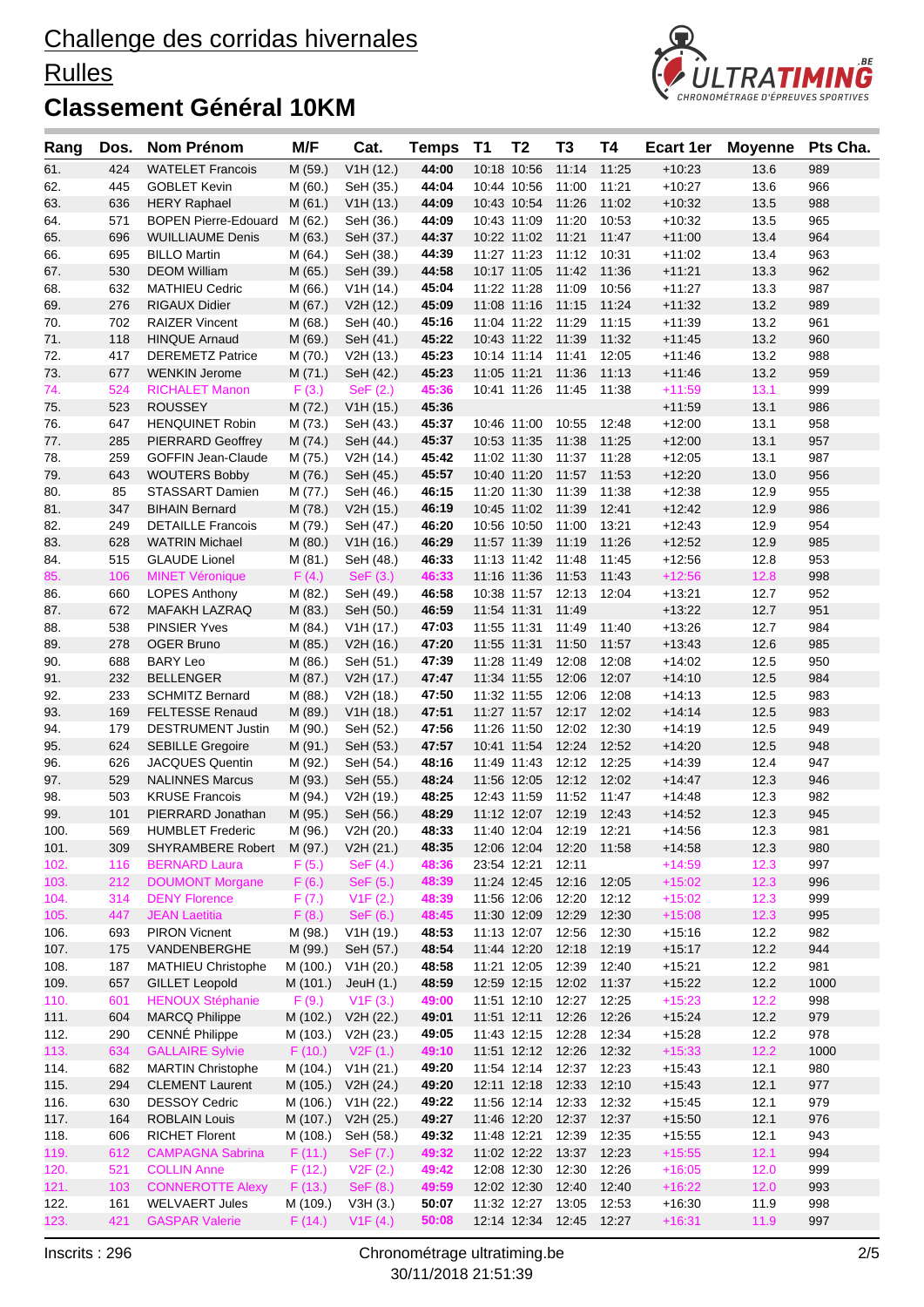# Challenge des corridas hivernales

## Rulles

## Classement Général 10KM

| Rang | Dos. | Nom Prénom | M/F | Cat. | Temps | T1 | T2 | T3 | T4 | Ecart 1er | Moyenne | Pts Cha. |
|---|---|---|---|---|---|---|---|---|---|---|---|---|
| 61. | 424 | WATELET Francois | M (59.) | V1H (12.) | 44:00 | 10:18 | 10:56 | 11:14 | 11:25 | +10:23 | 13.6 | 989 |
| 62. | 445 | GOBLET Kevin | M (60.) | SeH (35.) | 44:04 | 10:44 | 10:56 | 11:00 | 11:21 | +10:27 | 13.6 | 966 |
| 63. | 636 | HERY Raphael | M (61.) | V1H (13.) | 44:09 | 10:43 | 10:54 | 11:26 | 11:02 | +10:32 | 13.5 | 988 |
| 64. | 571 | BOPEN Pierre-Edouard | M (62.) | SeH (36.) | 44:09 | 10:43 | 11:09 | 11:20 | 10:53 | +10:32 | 13.5 | 965 |
| 65. | 696 | WUILLIAUME Denis | M (63.) | SeH (37.) | 44:37 | 10:22 | 11:02 | 11:21 | 11:47 | +11:00 | 13.4 | 964 |
| 66. | 695 | BILLO Martin | M (64.) | SeH (38.) | 44:39 | 11:27 | 11:23 | 11:12 | 10:31 | +11:02 | 13.4 | 963 |
| 67. | 530 | DEOM William | M (65.) | SeH (39.) | 44:58 | 10:17 | 11:05 | 11:42 | 11:36 | +11:21 | 13.3 | 962 |
| 68. | 632 | MATHIEU Cedric | M (66.) | V1H (14.) | 45:04 | 11:22 | 11:28 | 11:09 | 10:56 | +11:27 | 13.3 | 987 |
| 69. | 276 | RIGAUX Didier | M (67.) | V2H (12.) | 45:09 | 11:08 | 11:16 | 11:15 | 11:24 | +11:32 | 13.2 | 989 |
| 70. | 702 | RAIZER Vincent | M (68.) | SeH (40.) | 45:16 | 11:04 | 11:22 | 11:29 | 11:15 | +11:39 | 13.2 | 961 |
| 71. | 118 | HINQUE Arnaud | M (69.) | SeH (41.) | 45:22 | 10:43 | 11:22 | 11:39 | 11:32 | +11:45 | 13.2 | 960 |
| 72. | 417 | DEREMETZ Patrice | M (70.) | V2H (13.) | 45:23 | 10:14 | 11:14 | 11:41 | 12:05 | +11:46 | 13.2 | 988 |
| 73. | 677 | WENKIN Jerome | M (71.) | SeH (42.) | 45:23 | 11:05 | 11:21 | 11:36 | 11:13 | +11:46 | 13.2 | 959 |
| 74. | 524 | RICHALET Manon | F (3.) | SeF (2.) | 45:36 | 10:41 | 11:26 | 11:45 | 11:38 | +11:59 | 13.1 | 999 |
| 75. | 523 | ROUSSEY | M (72.) | V1H (15.) | 45:36 | | | | | +11:59 | 13.1 | 986 |
| 76. | 647 | HENQUINET Robin | M (73.) | SeH (43.) | 45:37 | 10:46 | 11:00 | 10:55 | 12:48 | +12:00 | 13.1 | 958 |
| 77. | 285 | PIERRARD Geoffrey | M (74.) | SeH (44.) | 45:37 | 10:53 | 11:35 | 11:38 | 11:25 | +12:00 | 13.1 | 957 |
| 78. | 259 | GOFFIN Jean-Claude | M (75.) | V2H (14.) | 45:42 | 11:02 | 11:30 | 11:37 | 11:28 | +12:05 | 13.1 | 987 |
| 79. | 643 | WOUTERS Bobby | M (76.) | SeH (45.) | 45:57 | 10:40 | 11:20 | 11:57 | 11:53 | +12:20 | 13.0 | 956 |
| 80. | 85 | STASSART Damien | M (77.) | SeH (46.) | 46:15 | 11:20 | 11:30 | 11:39 | 11:38 | +12:38 | 12.9 | 955 |
| 81. | 347 | BIHAIN Bernard | M (78.) | V2H (15.) | 46:19 | 10:45 | 11:02 | 11:39 | 12:41 | +12:42 | 12.9 | 986 |
| 82. | 249 | DETAILLE Francois | M (79.) | SeH (47.) | 46:20 | 10:56 | 10:50 | 11:00 | 13:21 | +12:43 | 12.9 | 954 |
| 83. | 628 | WATRIN Michael | M (80.) | V1H (16.) | 46:29 | 11:57 | 11:39 | 11:19 | 11:26 | +12:52 | 12.9 | 985 |
| 84. | 515 | GLAUDE Lionel | M (81.) | SeH (48.) | 46:33 | 11:13 | 11:42 | 11:48 | 11:45 | +12:56 | 12.8 | 953 |
| 85. | 106 | MINET Véronique | F (4.) | SeF (3.) | 46:33 | 11:16 | 11:36 | 11:53 | 11:43 | +12:56 | 12.8 | 998 |
| 86. | 660 | LOPES Anthony | M (82.) | SeH (49.) | 46:58 | 10:38 | 11:57 | 12:13 | 12:04 | +13:21 | 12.7 | 952 |
| 87. | 672 | MAFAKH LAZRAQ | M (83.) | SeH (50.) | 46:59 | 11:54 | 11:31 | 11:49 | | +13:22 | 12.7 | 951 |
| 88. | 538 | PINSIER Yves | M (84.) | V1H (17.) | 47:03 | 11:55 | 11:31 | 11:49 | 11:40 | +13:26 | 12.7 | 984 |
| 89. | 278 | OGER Bruno | M (85.) | V2H (16.) | 47:20 | 11:55 | 11:31 | 11:50 | 11:57 | +13:43 | 12.6 | 985 |
| 90. | 688 | BARY Leo | M (86.) | SeH (51.) | 47:39 | 11:28 | 11:49 | 12:08 | 12:08 | +14:02 | 12.5 | 950 |
| 91. | 232 | BELLENGER | M (87.) | V2H (17.) | 47:47 | 11:34 | 11:55 | 12:06 | 12:07 | +14:10 | 12.5 | 984 |
| 92. | 233 | SCHMITZ Bernard | M (88.) | V2H (18.) | 47:50 | 11:32 | 11:55 | 12:06 | 12:08 | +14:13 | 12.5 | 983 |
| 93. | 169 | FELTESSE Renaud | M (89.) | V1H (18.) | 47:51 | 11:27 | 11:57 | 12:17 | 12:02 | +14:14 | 12.5 | 983 |
| 94. | 179 | DESTRUMENT Justin | M (90.) | SeH (52.) | 47:56 | 11:26 | 11:50 | 12:02 | 12:30 | +14:19 | 12.5 | 949 |
| 95. | 624 | SEBILLE Gregoire | M (91.) | SeH (53.) | 47:57 | 10:41 | 11:54 | 12:24 | 12:52 | +14:20 | 12.5 | 948 |
| 96. | 626 | JACQUES Quentin | M (92.) | SeH (54.) | 48:16 | 11:49 | 11:43 | 12:12 | 12:25 | +14:39 | 12.4 | 947 |
| 97. | 529 | NALINNES Marcus | M (93.) | SeH (55.) | 48:24 | 11:56 | 12:05 | 12:12 | 12:02 | +14:47 | 12.3 | 946 |
| 98. | 503 | KRUSE Francois | M (94.) | V2H (19.) | 48:25 | 12:43 | 11:59 | 11:52 | 11:47 | +14:48 | 12.3 | 982 |
| 99. | 101 | PIERRARD Jonathan | M (95.) | SeH (56.) | 48:29 | 11:12 | 12:07 | 12:19 | 12:43 | +14:52 | 12.3 | 945 |
| 100. | 569 | HUMBLET Frederic | M (96.) | V2H (20.) | 48:33 | 11:40 | 12:04 | 12:19 | 12:21 | +14:56 | 12.3 | 981 |
| 101. | 309 | SHYRAMBERE Robert | M (97.) | V2H (21.) | 48:35 | 12:06 | 12:04 | 12:20 | 11:58 | +14:58 | 12.3 | 980 |
| 102. | 116 | BERNARD Laura | F (5.) | SeF (4.) | 48:36 | 23:54 | 12:21 | 12:11 | | +14:59 | 12.3 | 997 |
| 103. | 212 | DOUMONT Morgane | F (6.) | SeF (5.) | 48:39 | 11:24 | 12:45 | 12:16 | 12:05 | +15:02 | 12.3 | 996 |
| 104. | 314 | DENY Florence | F (7.) | V1F (2.) | 48:39 | 11:56 | 12:06 | 12:20 | 12:12 | +15:02 | 12.3 | 999 |
| 105. | 447 | JEAN Laetitia | F (8.) | SeF (6.) | 48:45 | 11:30 | 12:09 | 12:29 | 12:30 | +15:08 | 12.3 | 995 |
| 106. | 693 | PIRON Vicnent | M (98.) | V1H (19.) | 48:53 | 11:13 | 12:07 | 12:56 | 12:30 | +15:16 | 12.2 | 982 |
| 107. | 175 | VANDENBERGHE | M (99.) | SeH (57.) | 48:54 | 11:44 | 12:20 | 12:18 | 12:19 | +15:17 | 12.2 | 944 |
| 108. | 187 | MATHIEU Christophe | M (100.) | V1H (20.) | 48:58 | 11:21 | 12:05 | 12:39 | 12:40 | +15:21 | 12.2 | 981 |
| 109. | 657 | GILLET Leopold | M (101.) | JeuH (1.) | 48:59 | 12:59 | 12:15 | 12:02 | 11:37 | +15:22 | 12.2 | 1000 |
| 110. | 601 | HENOUX Stéphanie | F (9.) | V1F (3.) | 49:00 | 11:51 | 12:10 | 12:27 | 12:25 | +15:23 | 12.2 | 998 |
| 111. | 604 | MARCQ Philippe | M (102.) | V2H (22.) | 49:01 | 11:51 | 12:11 | 12:26 | 12:26 | +15:24 | 12.2 | 979 |
| 112. | 290 | CENNÉ Philippe | M (103.) | V2H (23.) | 49:05 | 11:43 | 12:15 | 12:28 | 12:34 | +15:28 | 12.2 | 978 |
| 113. | 634 | GALLAIRE Sylvie | F (10.) | V2F (1.) | 49:10 | 11:51 | 12:12 | 12:26 | 12:32 | +15:33 | 12.2 | 1000 |
| 114. | 682 | MARTIN Christophe | M (104.) | V1H (21.) | 49:20 | 11:54 | 12:14 | 12:37 | 12:23 | +15:43 | 12.1 | 980 |
| 115. | 294 | CLEMENT Laurent | M (105.) | V2H (24.) | 49:20 | 12:11 | 12:18 | 12:33 | 12:10 | +15:43 | 12.1 | 977 |
| 116. | 630 | DESSOY Cedric | M (106.) | V1H (22.) | 49:22 | 11:56 | 12:14 | 12:33 | 12:32 | +15:45 | 12.1 | 979 |
| 117. | 164 | ROBLAIN Louis | M (107.) | V2H (25.) | 49:27 | 11:46 | 12:20 | 12:37 | 12:37 | +15:50 | 12.1 | 976 |
| 118. | 606 | RICHET Florent | M (108.) | SeH (58.) | 49:32 | 11:48 | 12:21 | 12:39 | 12:35 | +15:55 | 12.1 | 943 |
| 119. | 612 | CAMPAGNA Sabrina | F (11.) | SeF (7.) | 49:32 | 11:02 | 12:22 | 13:37 | 12:23 | +15:55 | 12.1 | 994 |
| 120. | 521 | COLLIN Anne | F (12.) | V2F (2.) | 49:42 | 12:08 | 12:30 | 12:30 | 12:26 | +16:05 | 12.0 | 999 |
| 121. | 103 | CONNEROTTE Alexy | F (13.) | SeF (8.) | 49:59 | 12:02 | 12:30 | 12:40 | 12:40 | +16:22 | 12.0 | 993 |
| 122. | 161 | WELVAERT Jules | M (109.) | V3H (3.) | 50:07 | 11:32 | 12:27 | 13:05 | 12:53 | +16:30 | 11.9 | 998 |
| 123. | 421 | GASPAR Valerie | F (14.) | V1F (4.) | 50:08 | 12:14 | 12:34 | 12:45 | 12:27 | +16:31 | 11.9 | 997 |

Inscrits : 296

Chronométrage ultratiming.be
30/11/2018 21:51:39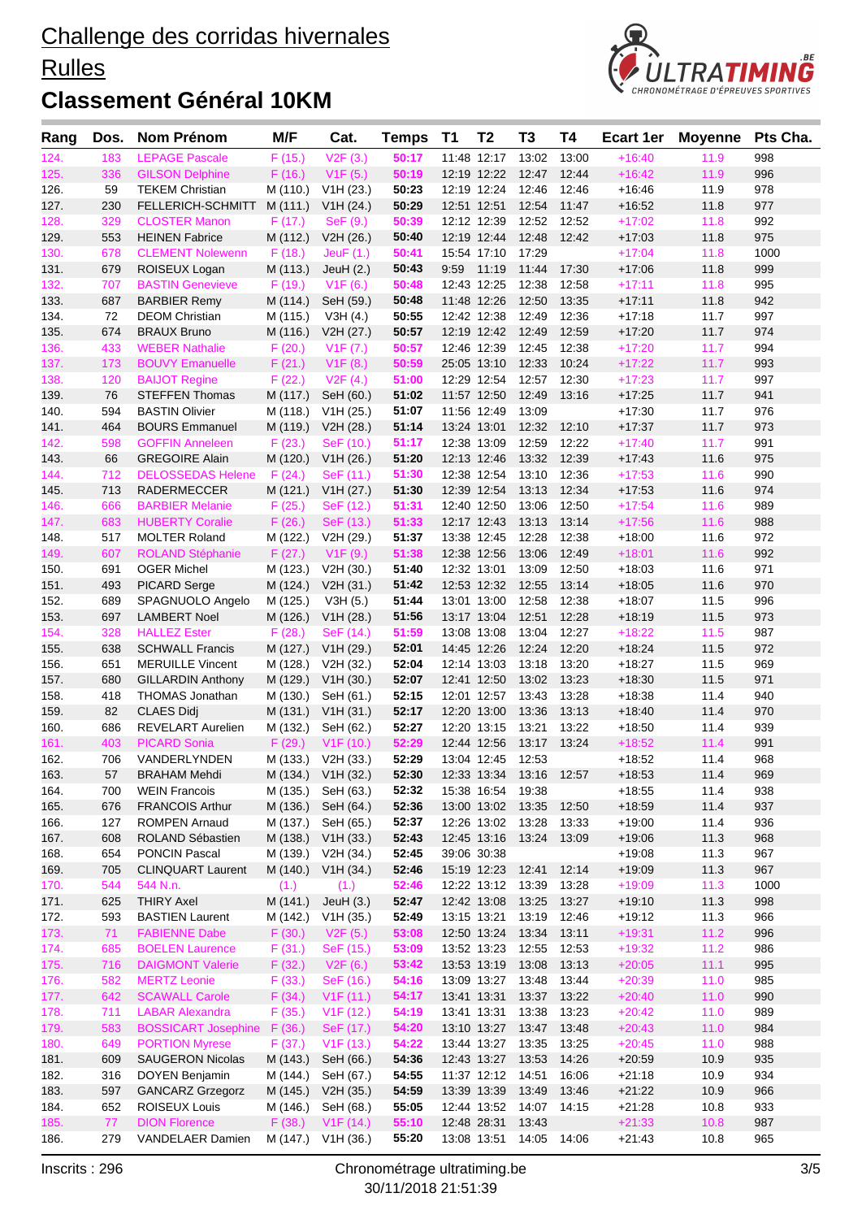# Challenge des corridas hivernales

## Rulles

## Classement Général 10KM

| Rang | Dos. | Nom Prénom | M/F | Cat. | Temps | T1 | T2 | T3 | T4 | Ecart 1er | Moyenne | Pts Cha. |
|---|---|---|---|---|---|---|---|---|---|---|---|---|
| 124. | 183 | LEPAGE Pascale | F (15.) | V2F (3.) | 50:17 | 11:48 | 12:17 | 13:02 | 13:00 | +16:40 | 11.9 | 998 |
| 125. | 336 | GILSON Delphine | F (16.) | V1F (5.) | 50:19 | 12:19 | 12:22 | 12:47 | 12:44 | +16:42 | 11.9 | 996 |
| 126. | 59 | TEKEM Christian | M (110.) | V1H (23.) | 50:23 | 12:19 | 12:24 | 12:46 | 12:46 | +16:46 | 11.9 | 978 |
| 127. | 230 | FELLERICH-SCHMITT | M (111.) | V1H (24.) | 50:29 | 12:51 | 12:51 | 12:54 | 11:47 | +16:52 | 11.8 | 977 |
| 128. | 329 | CLOSTER Manon | F (17.) | SeF (9.) | 50:39 | 12:12 | 12:39 | 12:52 | 12:52 | +17:02 | 11.8 | 992 |
| 129. | 553 | HEINEN Fabrice | M (112.) | V2H (26.) | 50:40 | 12:19 | 12:44 | 12:48 | 12:42 | +17:03 | 11.8 | 975 |
| 130. | 678 | CLEMENT Nolewenn | F (18.) | JeuF (1.) | 50:41 | 15:54 | 17:10 | 17:29 | | +17:04 | 11.8 | 1000 |
| 131. | 679 | ROISEUX Logan | M (113.) | JeuH (2.) | 50:43 | 9:59 | 11:19 | 11:44 | 17:30 | +17:06 | 11.8 | 999 |
| 132. | 707 | BASTIN Genevieve | F (19.) | V1F (6.) | 50:48 | 12:43 | 12:25 | 12:38 | 12:58 | +17:11 | 11.8 | 995 |
| 133. | 687 | BARBIER Remy | M (114.) | SeH (59.) | 50:48 | 11:48 | 12:26 | 12:50 | 13:35 | +17:11 | 11.8 | 942 |
| 134. | 72 | DEOM Christian | M (115.) | V3H (4.) | 50:55 | 12:42 | 12:38 | 12:49 | 12:36 | +17:18 | 11.7 | 997 |
| 135. | 674 | BRAUX Bruno | M (116.) | V2H (27.) | 50:57 | 12:19 | 12:42 | 12:49 | 12:59 | +17:20 | 11.7 | 974 |
| 136. | 433 | WEBER Nathalie | F (20.) | V1F (7.) | 50:57 | 12:46 | 12:39 | 12:45 | 12:38 | +17:20 | 11.7 | 994 |
| 137. | 173 | BOUVY Emanuelle | F (21.) | V1F (8.) | 50:59 | 25:05 | 13:10 | 12:33 | 10:24 | +17:22 | 11.7 | 993 |
| 138. | 120 | BAIJOT Regine | F (22.) | V2F (4.) | 51:00 | 12:29 | 12:54 | 12:57 | 12:30 | +17:23 | 11.7 | 997 |
| 139. | 76 | STEFFEN Thomas | M (117.) | SeH (60.) | 51:02 | 11:57 | 12:50 | 12:49 | 13:16 | +17:25 | 11.7 | 941 |
| 140. | 594 | BASTIN Olivier | M (118.) | V1H (25.) | 51:07 | 11:56 | 12:49 | 13:09 | | +17:30 | 11.7 | 976 |
| 141. | 464 | BOURS Emmanuel | M (119.) | V2H (28.) | 51:14 | 13:24 | 13:01 | 12:32 | 12:10 | +17:37 | 11.7 | 973 |
| 142. | 598 | GOFFIN Anneleen | F (23.) | SeF (10.) | 51:17 | 12:38 | 13:09 | 12:59 | 12:22 | +17:40 | 11.7 | 991 |
| 143. | 66 | GREGOIRE Alain | M (120.) | V1H (26.) | 51:20 | 12:13 | 12:46 | 13:32 | 12:39 | +17:43 | 11.6 | 975 |
| 144. | 712 | DELOSSEDAS Helene | F (24.) | SeF (11.) | 51:30 | 12:38 | 12:54 | 13:10 | 12:36 | +17:53 | 11.6 | 990 |
| 145. | 713 | RADERMECCER | M (121.) | V1H (27.) | 51:30 | 12:39 | 12:54 | 13:13 | 12:34 | +17:53 | 11.6 | 974 |
| 146. | 666 | BARBIER Melanie | F (25.) | SeF (12.) | 51:31 | 12:40 | 12:50 | 13:06 | 12:50 | +17:54 | 11.6 | 989 |
| 147. | 683 | HUBERTY Coralie | F (26.) | SeF (13.) | 51:33 | 12:17 | 12:43 | 13:13 | 13:14 | +17:56 | 11.6 | 988 |
| 148. | 517 | MOLTER Roland | M (122.) | V2H (29.) | 51:37 | 13:38 | 12:45 | 12:28 | 12:38 | +18:00 | 11.6 | 972 |
| 149. | 607 | ROLAND Stéphanie | F (27.) | V1F (9.) | 51:38 | 12:38 | 12:56 | 13:06 | 12:49 | +18:01 | 11.6 | 992 |
| 150. | 691 | OGER Michel | M (123.) | V2H (30.) | 51:40 | 12:32 | 13:01 | 13:09 | 12:50 | +18:03 | 11.6 | 971 |
| 151. | 493 | PICARD Serge | M (124.) | V2H (31.) | 51:42 | 12:53 | 12:32 | 12:55 | 13:14 | +18:05 | 11.6 | 970 |
| 152. | 689 | SPAGNUOLO Angelo | M (125.) | V3H (5.) | 51:44 | 13:01 | 13:00 | 12:58 | 12:38 | +18:07 | 11.5 | 996 |
| 153. | 697 | LAMBERT Noel | M (126.) | V1H (28.) | 51:56 | 13:17 | 13:04 | 12:51 | 12:28 | +18:19 | 11.5 | 973 |
| 154. | 328 | HALLEZ Ester | F (28.) | SeF (14.) | 51:59 | 13:08 | 13:08 | 13:04 | 12:27 | +18:22 | 11.5 | 987 |
| 155. | 638 | SCHWALL Francis | M (127.) | V1H (29.) | 52:01 | 14:45 | 12:26 | 12:24 | 12:20 | +18:24 | 11.5 | 972 |
| 156. | 651 | MERUILLE Vincent | M (128.) | V2H (32.) | 52:04 | 12:14 | 13:03 | 13:18 | 13:20 | +18:27 | 11.5 | 969 |
| 157. | 680 | GILLARDIN Anthony | M (129.) | V1H (30.) | 52:07 | 12:41 | 12:50 | 13:02 | 13:23 | +18:30 | 11.5 | 971 |
| 158. | 418 | THOMAS Jonathan | M (130.) | SeH (61.) | 52:15 | 12:01 | 12:57 | 13:43 | 13:28 | +18:38 | 11.4 | 940 |
| 159. | 82 | CLAES Didj | M (131.) | V1H (31.) | 52:17 | 12:20 | 13:00 | 13:36 | 13:13 | +18:40 | 11.4 | 970 |
| 160. | 686 | REVELART Aurelien | M (132.) | SeH (62.) | 52:27 | 12:20 | 13:15 | 13:21 | 13:22 | +18:50 | 11.4 | 939 |
| 161. | 403 | PICARD Sonia | F (29.) | V1F (10.) | 52:29 | 12:44 | 12:56 | 13:17 | 13:24 | +18:52 | 11.4 | 991 |
| 162. | 706 | VANDERLYNDEN | M (133.) | V2H (33.) | 52:29 | 13:04 | 12:45 | 12:53 | | +18:52 | 11.4 | 968 |
| 163. | 57 | BRAHAM Mehdi | M (134.) | V1H (32.) | 52:30 | 12:33 | 13:34 | 13:16 | 12:57 | +18:53 | 11.4 | 969 |
| 164. | 700 | WEIN Francois | M (135.) | SeH (63.) | 52:32 | 15:38 | 16:54 | 19:38 | | +18:55 | 11.4 | 938 |
| 165. | 676 | FRANCOIS Arthur | M (136.) | SeH (64.) | 52:36 | 13:00 | 13:02 | 13:35 | 12:50 | +18:59 | 11.4 | 937 |
| 166. | 127 | ROMPEN Arnaud | M (137.) | SeH (65.) | 52:37 | 12:26 | 13:02 | 13:28 | 13:33 | +19:00 | 11.4 | 936 |
| 167. | 608 | ROLAND Sébastien | M (138.) | V1H (33.) | 52:43 | 12:45 | 13:16 | 13:24 | 13:09 | +19:06 | 11.3 | 968 |
| 168. | 654 | PONCIN Pascal | M (139.) | V2H (34.) | 52:45 | 39:06 | 30:38 | | | +19:08 | 11.3 | 967 |
| 169. | 705 | CLINQUART Laurent | M (140.) | V1H (34.) | 52:46 | 15:19 | 12:23 | 12:41 | 12:14 | +19:09 | 11.3 | 967 |
| 170. | 544 | 544 N.n. | (1.) | (1.) | 52:46 | 12:22 | 13:12 | 13:39 | 13:28 | +19:09 | 11.3 | 1000 |
| 171. | 625 | THIRY Axel | M (141.) | JeuH (3.) | 52:47 | 12:42 | 13:08 | 13:25 | 13:27 | +19:10 | 11.3 | 998 |
| 172. | 593 | BASTIEN Laurent | M (142.) | V1H (35.) | 52:49 | 13:15 | 13:21 | 13:19 | 12:46 | +19:12 | 11.3 | 966 |
| 173. | 71 | FABIENNE Dabe | F (30.) | V2F (5.) | 53:08 | 12:50 | 13:24 | 13:34 | 13:11 | +19:31 | 11.2 | 996 |
| 174. | 685 | BOELEN Laurence | F (31.) | SeF (15.) | 53:09 | 13:52 | 13:23 | 12:55 | 12:53 | +19:32 | 11.2 | 986 |
| 175. | 716 | DAIGMONT Valerie | F (32.) | V2F (6.) | 53:42 | 13:53 | 13:19 | 13:08 | 13:13 | +20:05 | 11.1 | 995 |
| 176. | 582 | MERTZ Leonie | F (33.) | SeF (16.) | 54:16 | 13:09 | 13:27 | 13:48 | 13:44 | +20:39 | 11.0 | 985 |
| 177. | 642 | SCAWALL Carole | F (34.) | V1F (11.) | 54:17 | 13:41 | 13:31 | 13:37 | 13:22 | +20:40 | 11.0 | 990 |
| 178. | 711 | LABAR Alexandra | F (35.) | V1F (12.) | 54:19 | 13:41 | 13:31 | 13:38 | 13:23 | +20:42 | 11.0 | 989 |
| 179. | 583 | BOSSICART Josephine | F (36.) | SeF (17.) | 54:20 | 13:10 | 13:27 | 13:47 | 13:48 | +20:43 | 11.0 | 984 |
| 180. | 649 | PORTION Myrese | F (37.) | V1F (13.) | 54:22 | 13:44 | 13:27 | 13:35 | 13:25 | +20:45 | 11.0 | 988 |
| 181. | 609 | SAUGERON Nicolas | M (143.) | SeH (66.) | 54:36 | 12:43 | 13:27 | 13:53 | 14:26 | +20:59 | 10.9 | 935 |
| 182. | 316 | DOYEN Benjamin | M (144.) | SeH (67.) | 54:55 | 11:37 | 12:12 | 14:51 | 16:06 | +21:18 | 10.9 | 934 |
| 183. | 597 | GANCARZ Grzegorz | M (145.) | V2H (35.) | 54:59 | 13:39 | 13:39 | 13:49 | 13:46 | +21:22 | 10.9 | 966 |
| 184. | 652 | ROISEUX Louis | M (146.) | SeH (68.) | 55:05 | 12:44 | 13:52 | 14:07 | 14:15 | +21:28 | 10.8 | 933 |
| 185. | 77 | DION Florence | F (38.) | V1F (14.) | 55:10 | 12:48 | 28:31 | 13:43 | | +21:33 | 10.8 | 987 |
| 186. | 279 | VANDELAER Damien | M (147.) | V1H (36.) | 55:20 | 13:08 | 13:51 | 14:05 | 14:06 | +21:43 | 10.8 | 965 |

Inscrits : 296

Chronométrage ultratiming.be
30/11/2018 21:51:39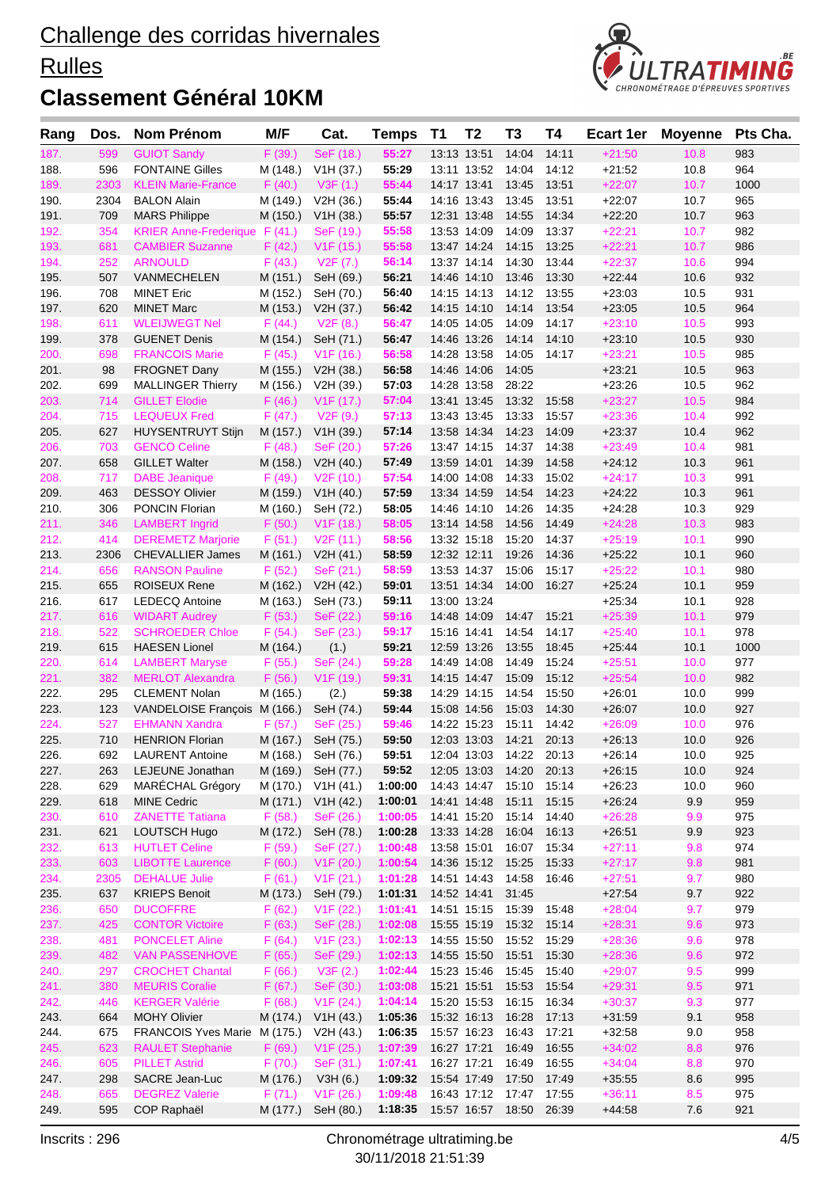# Challenge des corridas hivernales

## Rulles

## Classement Général 10KM

| Rang | Dos. | Nom Prénom | M/F | Cat. | Temps | T1 | T2 | T3 | T4 | Ecart 1er | Moyenne | Pts Cha. |
|---|---|---|---|---|---|---|---|---|---|---|---|---|
| 187. | 599 | GUIOT Sandy | F (39.) | SeF (18.) | 55:27 | 13:13 | 13:51 | 14:04 | 14:11 | +21:50 | 10.8 | 983 |
| 188. | 596 | FONTAINE Gilles | M (148.) | V1H (37.) | 55:29 | 13:11 | 13:52 | 14:04 | 14:12 | +21:52 | 10.8 | 964 |
| 189. | 2303 | KLEIN Marie-France | F (40.) | V3F (1.) | 55:44 | 14:17 | 13:41 | 13:45 | 13:51 | +22:07 | 10.7 | 1000 |
| 190. | 2304 | BALON Alain | M (149.) | V2H (36.) | 55:44 | 14:16 | 13:43 | 13:45 | 13:51 | +22:07 | 10.7 | 965 |
| 191. | 709 | MARS Philippe | M (150.) | V1H (38.) | 55:57 | 12:31 | 13:48 | 14:55 | 14:34 | +22:20 | 10.7 | 963 |
| 192. | 354 | KRIER Anne-Frederique | F (41.) | SeF (19.) | 55:58 | 13:53 | 14:09 | 14:09 | 13:37 | +22:21 | 10.7 | 982 |
| 193. | 681 | CAMBIER Suzanne | F (42.) | V1F (15.) | 55:58 | 13:47 | 14:24 | 14:15 | 13:25 | +22:21 | 10.7 | 986 |
| 194. | 252 | ARNOULD | F (43.) | V2F (7.) | 56:14 | 13:37 | 14:14 | 14:30 | 13:44 | +22:37 | 10.6 | 994 |
| 195. | 507 | VANMECHELEN | M (151.) | SeH (69.) | 56:21 | 14:46 | 14:10 | 13:46 | 13:30 | +22:44 | 10.6 | 932 |
| 196. | 708 | MINET Eric | M (152.) | SeH (70.) | 56:40 | 14:15 | 14:13 | 14:12 | 13:55 | +23:03 | 10.5 | 931 |
| 197. | 620 | MINET Marc | M (153.) | V2H (37.) | 56:42 | 14:15 | 14:10 | 14:14 | 13:54 | +23:05 | 10.5 | 964 |
| 198. | 611 | WLEIJWEGT Nel | F (44.) | V2F (8.) | 56:47 | 14:05 | 14:05 | 14:09 | 14:17 | +23:10 | 10.5 | 993 |
| 199. | 378 | GUENET Denis | M (154.) | SeH (71.) | 56:47 | 14:46 | 13:26 | 14:14 | 14:10 | +23:10 | 10.5 | 930 |
| 200. | 698 | FRANCOIS Marie | F (45.) | V1F (16.) | 56:58 | 14:28 | 13:58 | 14:05 | 14:17 | +23:21 | 10.5 | 985 |
| 201. | 98 | FROGNET Dany | M (155.) | V2H (38.) | 56:58 | 14:46 | 14:06 | 14:05 | | +23:21 | 10.5 | 963 |
| 202. | 699 | MALLINGER Thierry | M (156.) | V2H (39.) | 57:03 | 14:28 | 13:58 | 28:22 | | +23:26 | 10.5 | 962 |
| 203. | 714 | GILLET Elodie | F (46.) | V1F (17.) | 57:04 | 13:41 | 13:45 | 13:32 | 15:58 | +23:27 | 10.5 | 984 |
| 204. | 715 | LEQUEUX Fred | F (47.) | V2F (9.) | 57:13 | 13:43 | 13:45 | 13:33 | 15:57 | +23:36 | 10.4 | 992 |
| 205. | 627 | HUYSENTRUYT Stijn | M (157.) | V1H (39.) | 57:14 | 13:58 | 14:34 | 14:23 | 14:09 | +23:37 | 10.4 | 962 |
| 206. | 703 | GENCO Celine | F (48.) | SeF (20.) | 57:26 | 13:47 | 14:15 | 14:37 | 14:38 | +23:49 | 10.4 | 981 |
| 207. | 658 | GILLET Walter | M (158.) | V2H (40.) | 57:49 | 13:59 | 14:01 | 14:39 | 14:58 | +24:12 | 10.3 | 961 |
| 208. | 717 | DABE Jeanique | F (49.) | V2F (10.) | 57:54 | 14:00 | 14:08 | 14:33 | 15:02 | +24:17 | 10.3 | 991 |
| 209. | 463 | DESSOY Olivier | M (159.) | V1H (40.) | 57:59 | 13:34 | 14:59 | 14:54 | 14:23 | +24:22 | 10.3 | 961 |
| 210. | 306 | PONCIN Florian | M (160.) | SeH (72.) | 58:05 | 14:46 | 14:10 | 14:26 | 14:35 | +24:28 | 10.3 | 929 |
| 211. | 346 | LAMBERT Ingrid | F (50.) | V1F (18.) | 58:05 | 13:14 | 14:58 | 14:56 | 14:49 | +24:28 | 10.3 | 983 |
| 212. | 414 | DEREMETZ Marjorie | F (51.) | V2F (11.) | 58:56 | 13:32 | 15:18 | 15:20 | 14:37 | +25:19 | 10.1 | 990 |
| 213. | 2306 | CHEVALLIER James | M (161.) | V2H (41.) | 58:59 | 12:32 | 12:11 | 19:26 | 14:36 | +25:22 | 10.1 | 960 |
| 214. | 656 | RANSON Pauline | F (52.) | SeF (21.) | 58:59 | 13:53 | 14:37 | 15:06 | 15:17 | +25:22 | 10.1 | 980 |
| 215. | 655 | ROISEUX Rene | M (162.) | V2H (42.) | 59:01 | 13:51 | 14:34 | 14:00 | 16:27 | +25:24 | 10.1 | 959 |
| 216. | 617 | LEDECQ Antoine | M (163.) | SeH (73.) | 59:11 | 13:00 | 13:24 | | | +25:34 | 10.1 | 928 |
| 217. | 616 | WIDART Audrey | F (53.) | SeF (22.) | 59:16 | 14:48 | 14:09 | 14:47 | 15:21 | +25:39 | 10.1 | 979 |
| 218. | 522 | SCHROEDER Chloe | F (54.) | SeF (23.) | 59:17 | 15:16 | 14:41 | 14:54 | 14:17 | +25:40 | 10.1 | 978 |
| 219. | 615 | HAESEN Lionel | M (164.) | (1.) | 59:21 | 12:59 | 13:26 | 13:55 | 18:45 | +25:44 | 10.1 | 1000 |
| 220. | 614 | LAMBERT Maryse | F (55.) | SeF (24.) | 59:28 | 14:49 | 14:08 | 14:49 | 15:24 | +25:51 | 10.0 | 977 |
| 221. | 382 | MERLOT Alexandra | F (56.) | V1F (19.) | 59:31 | 14:15 | 14:47 | 15:09 | 15:12 | +25:54 | 10.0 | 982 |
| 222. | 295 | CLEMENT Nolan | M (165.) | (2.) | 59:38 | 14:29 | 14:15 | 14:54 | 15:50 | +26:01 | 10.0 | 999 |
| 223. | 123 | VANDELOISE François | M (166.) | SeH (74.) | 59:44 | 15:08 | 14:56 | 15:03 | 14:30 | +26:07 | 10.0 | 927 |
| 224. | 527 | EHMANN Xandra | F (57.) | SeF (25.) | 59:46 | 14:22 | 15:23 | 15:11 | 14:42 | +26:09 | 10.0 | 976 |
| 225. | 710 | HENRION Florian | M (167.) | SeH (75.) | 59:50 | 12:03 | 13:03 | 14:21 | 20:13 | +26:13 | 10.0 | 926 |
| 226. | 692 | LAURENT Antoine | M (168.) | SeH (76.) | 59:51 | 12:04 | 13:03 | 14:22 | 20:13 | +26:14 | 10.0 | 925 |
| 227. | 263 | LEJEUNE Jonathan | M (169.) | SeH (77.) | 59:52 | 12:05 | 13:03 | 14:20 | 20:13 | +26:15 | 10.0 | 924 |
| 228. | 629 | MARÉCHAL Grégory | M (170.) | V1H (41.) | 1:00:00 | 14:43 | 14:47 | 15:10 | 15:14 | +26:23 | 10.0 | 960 |
| 229. | 618 | MINE Cedric | M (171.) | V1H (42.) | 1:00:01 | 14:41 | 14:48 | 15:11 | 15:15 | +26:24 | 9.9 | 959 |
| 230. | 610 | ZANETTE Tatiana | F (58.) | SeF (26.) | 1:00:05 | 14:41 | 15:20 | 15:14 | 14:40 | +26:28 | 9.9 | 975 |
| 231. | 621 | LOUTSCH Hugo | M (172.) | SeH (78.) | 1:00:28 | 13:33 | 14:28 | 16:04 | 16:13 | +26:51 | 9.9 | 923 |
| 232. | 613 | HUTLET Celine | F (59.) | SeF (27.) | 1:00:48 | 13:58 | 15:01 | 16:07 | 15:34 | +27:11 | 9.8 | 974 |
| 233. | 603 | LIBOTTE Laurence | F (60.) | V1F (20.) | 1:00:54 | 14:36 | 15:12 | 15:25 | 15:33 | +27:17 | 9.8 | 981 |
| 234. | 2305 | DEHALUE Julie | F (61.) | V1F (21.) | 1:01:28 | 14:51 | 14:43 | 14:58 | 16:46 | +27:51 | 9.7 | 980 |
| 235. | 637 | KRIEPS Benoit | M (173.) | SeH (79.) | 1:01:31 | 14:52 | 14:41 | 31:45 | | +27:54 | 9.7 | 922 |
| 236. | 650 | DUCOFFRE | F (62.) | V1F (22.) | 1:01:41 | 14:51 | 15:15 | 15:39 | 15:48 | +28:04 | 9.7 | 979 |
| 237. | 425 | CONTOR Victoire | F (63.) | SeF (28.) | 1:02:08 | 15:55 | 15:19 | 15:32 | 15:14 | +28:31 | 9.6 | 973 |
| 238. | 481 | PONCELET Aline | F (64.) | V1F (23.) | 1:02:13 | 14:55 | 15:50 | 15:52 | 15:29 | +28:36 | 9.6 | 978 |
| 239. | 482 | VAN PASSENHOVE | F (65.) | SeF (29.) | 1:02:13 | 14:55 | 15:50 | 15:51 | 15:30 | +28:36 | 9.6 | 972 |
| 240. | 297 | CROCHET Chantal | F (66.) | V3F (2.) | 1:02:44 | 15:23 | 15:46 | 15:45 | 15:40 | +29:07 | 9.5 | 999 |
| 241. | 380 | MEURIS Coralie | F (67.) | SeF (30.) | 1:03:08 | 15:21 | 15:51 | 15:53 | 15:54 | +29:31 | 9.5 | 971 |
| 242. | 446 | KERGER Valérie | F (68.) | V1F (24.) | 1:04:14 | 15:20 | 15:53 | 16:15 | 16:34 | +30:37 | 9.3 | 977 |
| 243. | 664 | MOHY Olivier | M (174.) | V1H (43.) | 1:05:36 | 15:32 | 16:13 | 16:28 | 17:13 | +31:59 | 9.1 | 958 |
| 244. | 675 | FRANCOIS Yves Marie | M (175.) | V2H (43.) | 1:06:35 | 15:57 | 16:23 | 16:43 | 17:21 | +32:58 | 9.0 | 958 |
| 245. | 623 | RAULET Stephanie | F (69.) | V1F (25.) | 1:07:39 | 16:27 | 17:21 | 16:49 | 16:55 | +34:02 | 8.8 | 976 |
| 246. | 605 | PILLET Astrid | F (70.) | SeF (31.) | 1:07:41 | 16:27 | 17:21 | 16:49 | 16:55 | +34:04 | 8.8 | 970 |
| 247. | 298 | SACRE Jean-Luc | M (176.) | V3H (6.) | 1:09:32 | 15:54 | 17:49 | 17:50 | 17:49 | +35:55 | 8.6 | 995 |
| 248. | 665 | DEGREZ Valerie | F (71.) | V1F (26.) | 1:09:48 | 16:43 | 17:12 | 17:47 | 17:55 | +36:11 | 8.5 | 975 |
| 249. | 595 | COP Raphaël | M (177.) | SeH (80.) | 1:18:35 | 15:57 | 16:57 | 18:50 | 26:39 | +44:58 | 7.6 | 921 |

Inscrits : 296

Chronométrage ultratiming.be
30/11/2018 21:51:39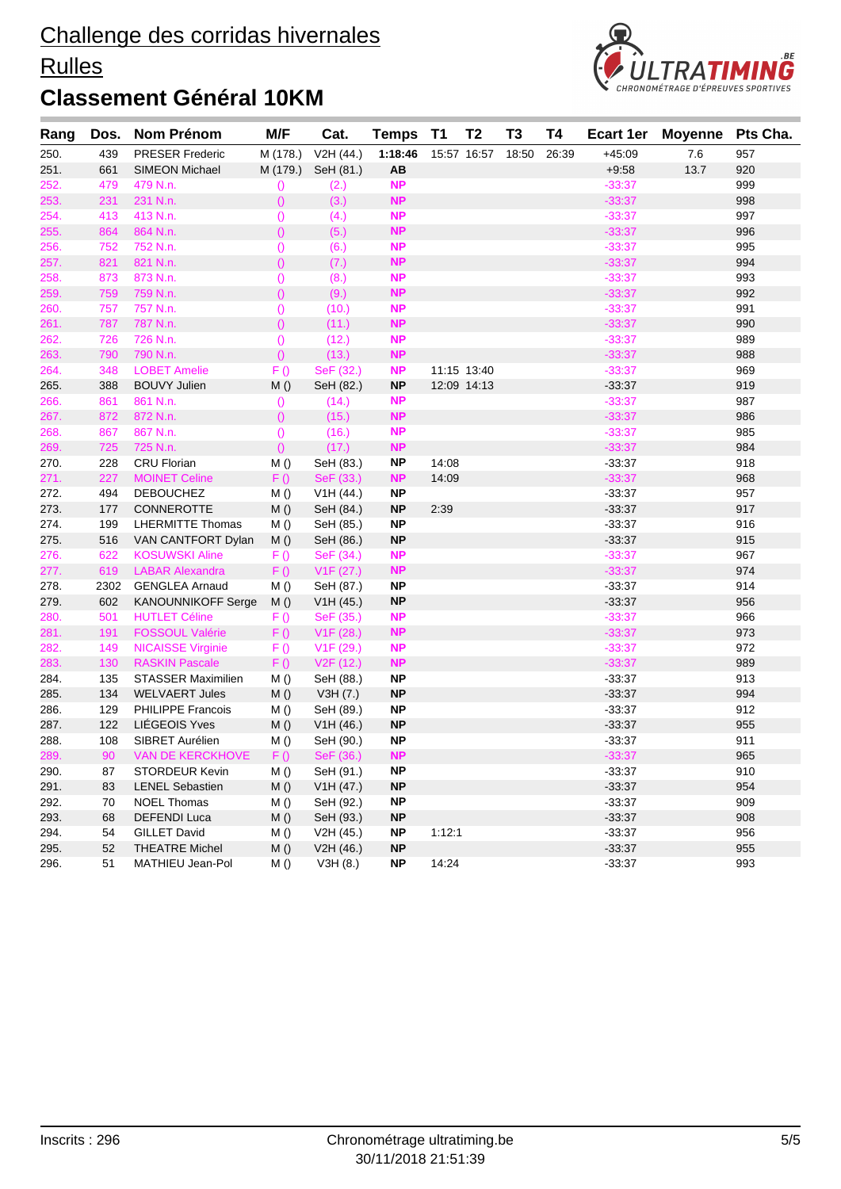# Challenge des corridas hivernales

## Rulles

## Classement Général 10KM

| Rang | Dos. | Nom Prénom | M/F | Cat. | Temps | T1 | T2 | T3 | T4 | Ecart 1er | Moyenne | Pts Cha. |
|---|---|---|---|---|---|---|---|---|---|---|---|---|
| 250. | 439 | PRESER Frederic | M (178.) | V2H (44.) | **1:18:46** | 15:57 | 16:57 | 18:50 | 26:39 | +45:09 | 7.6 | 957 |
| 251. | 661 | SIMEON Michael | M (179.) | SeH (81.) | **AB** | | | | | +9:58 | 13.7 | 920 |
| 252. | 479 | 479 N.n. | () | (2.) | **NP** | | | | | -33:37 | | 999 |
| 253. | 231 | 231 N.n. | () | (3.) | **NP** | | | | | -33:37 | | 998 |
| 254. | 413 | 413 N.n. | () | (4.) | **NP** | | | | | -33:37 | | 997 |
| 255. | 864 | 864 N.n. | () | (5.) | **NP** | | | | | -33:37 | | 996 |
| 256. | 752 | 752 N.n. | () | (6.) | **NP** | | | | | -33:37 | | 995 |
| 257. | 821 | 821 N.n. | () | (7.) | **NP** | | | | | -33:37 | | 994 |
| 258. | 873 | 873 N.n. | () | (8.) | **NP** | | | | | -33:37 | | 993 |
| 259. | 759 | 759 N.n. | () | (9.) | **NP** | | | | | -33:37 | | 992 |
| 260. | 757 | 757 N.n. | () | (10.) | **NP** | | | | | -33:37 | | 991 |
| 261. | 787 | 787 N.n. | () | (11.) | **NP** | | | | | -33:37 | | 990 |
| 262. | 726 | 726 N.n. | () | (12.) | **NP** | | | | | -33:37 | | 989 |
| 263. | 790 | 790 N.n. | () | (13.) | **NP** | | | | | -33:37 | | 988 |
| 264. | 348 | LOBET Amelie | F () | SeF (32.) | **NP** | 11:15 | 13:40 | | | -33:37 | | 969 |
| 265. | 388 | BOUVY Julien | M () | SeH (82.) | **NP** | 12:09 | 14:13 | | | -33:37 | | 919 |
| 266. | 861 | 861 N.n. | () | (14.) | **NP** | | | | | -33:37 | | 987 |
| 267. | 872 | 872 N.n. | () | (15.) | **NP** | | | | | -33:37 | | 986 |
| 268. | 867 | 867 N.n. | () | (16.) | **NP** | | | | | -33:37 | | 985 |
| 269. | 725 | 725 N.n. | () | (17.) | **NP** | | | | | -33:37 | | 984 |
| 270. | 228 | CRU Florian | M () | SeH (83.) | **NP** | 14:08 | | | | -33:37 | | 918 |
| 271. | 227 | MOINET Celine | F () | SeF (33.) | **NP** | 14:09 | | | | -33:37 | | 968 |
| 272. | 494 | DEBOUCHEZ | M () | V1H (44.) | **NP** | | | | | -33:37 | | 957 |
| 273. | 177 | CONNEROTTE | M () | SeH (84.) | **NP** | 2:39 | | | | -33:37 | | 917 |
| 274. | 199 | LHERMITTE Thomas | M () | SeH (85.) | **NP** | | | | | -33:37 | | 916 |
| 275. | 516 | VAN CANTFORT Dylan | M () | SeH (86.) | **NP** | | | | | -33:37 | | 915 |
| 276. | 622 | KOSUWSKI Aline | F () | SeF (34.) | **NP** | | | | | -33:37 | | 967 |
| 277. | 619 | LABAR Alexandra | F () | V1F (27.) | **NP** | | | | | -33:37 | | 974 |
| 278. | 2302 | GENGLEA Arnaud | M () | SeH (87.) | **NP** | | | | | -33:37 | | 914 |
| 279. | 602 | KANOUNNIKOFF Serge | M () | V1H (45.) | **NP** | | | | | -33:37 | | 956 |
| 280. | 501 | HUTLET Céline | F () | SeF (35.) | **NP** | | | | | -33:37 | | 966 |
| 281. | 191 | FOSSOUL Valérie | F () | V1F (28.) | **NP** | | | | | -33:37 | | 973 |
| 282. | 149 | NICAISSE Virginie | F () | V1F (29.) | **NP** | | | | | -33:37 | | 972 |
| 283. | 130 | RASKIN Pascale | F () | V2F (12.) | **NP** | | | | | -33:37 | | 989 |
| 284. | 135 | STASSER Maximilien | M () | SeH (88.) | **NP** | | | | | -33:37 | | 913 |
| 285. | 134 | WELVAERT Jules | M () | V3H (7.) | **NP** | | | | | -33:37 | | 994 |
| 286. | 129 | PHILIPPE Francois | M () | SeH (89.) | **NP** | | | | | -33:37 | | 912 |
| 287. | 122 | LIÉGEOIS Yves | M () | V1H (46.) | **NP** | | | | | -33:37 | | 955 |
| 288. | 108 | SIBRET Aurélien | M () | SeH (90.) | **NP** | | | | | -33:37 | | 911 |
| 289. | 90 | VAN DE KERCKHOVE | F () | SeF (36.) | **NP** | | | | | -33:37 | | 965 |
| 290. | 87 | STORDEUR Kevin | M () | SeH (91.) | **NP** | | | | | -33:37 | | 910 |
| 291. | 83 | LENEL Sebastien | M () | V1H (47.) | **NP** | | | | | -33:37 | | 954 |
| 292. | 70 | NOEL Thomas | M () | SeH (92.) | **NP** | | | | | -33:37 | | 909 |
| 293. | 68 | DEFENDI Luca | M () | SeH (93.) | **NP** | | | | | -33:37 | | 908 |
| 294. | 54 | GILLET David | M () | V2H (45.) | **NP** | 1:12:1 | | | | -33:37 | | 956 |
| 295. | 52 | THEATRE Michel | M () | V2H (46.) | **NP** | | | | | -33:37 | | 955 |
| 296. | 51 | MATHIEU Jean-Pol | M () | V3H (8.) | **NP** | 14:24 | | | | -33:37 | | 993 |

Inscrits : 296

Chronométrage ultratiming.be
30/11/2018 21:51:39